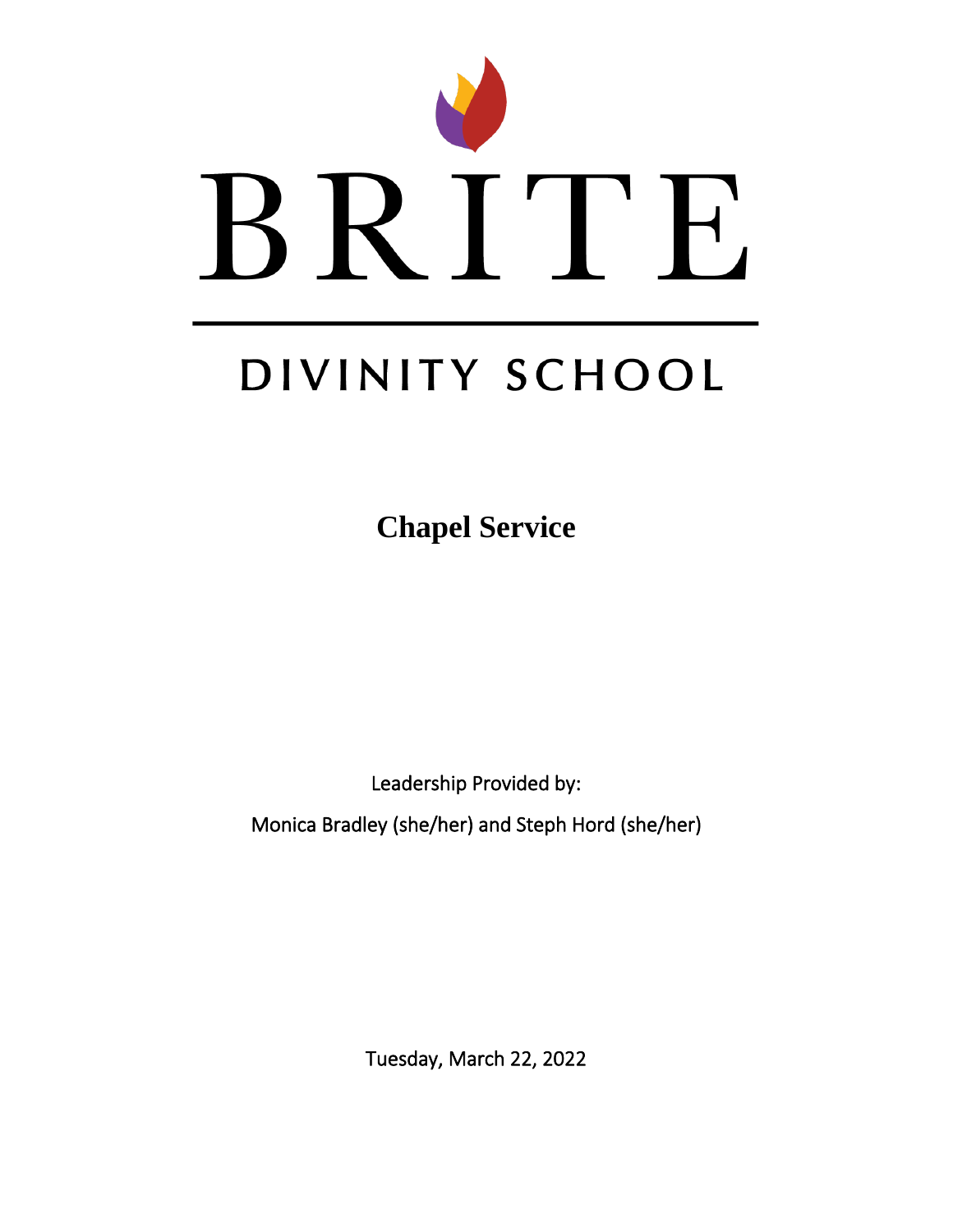# BRITE

## DIVINITY SCHOOL

**Chapel Service**

Leadership Provided by:

Monica Bradley (she/her) and Steph Hord (she/her)

Tuesday, March 22, 2022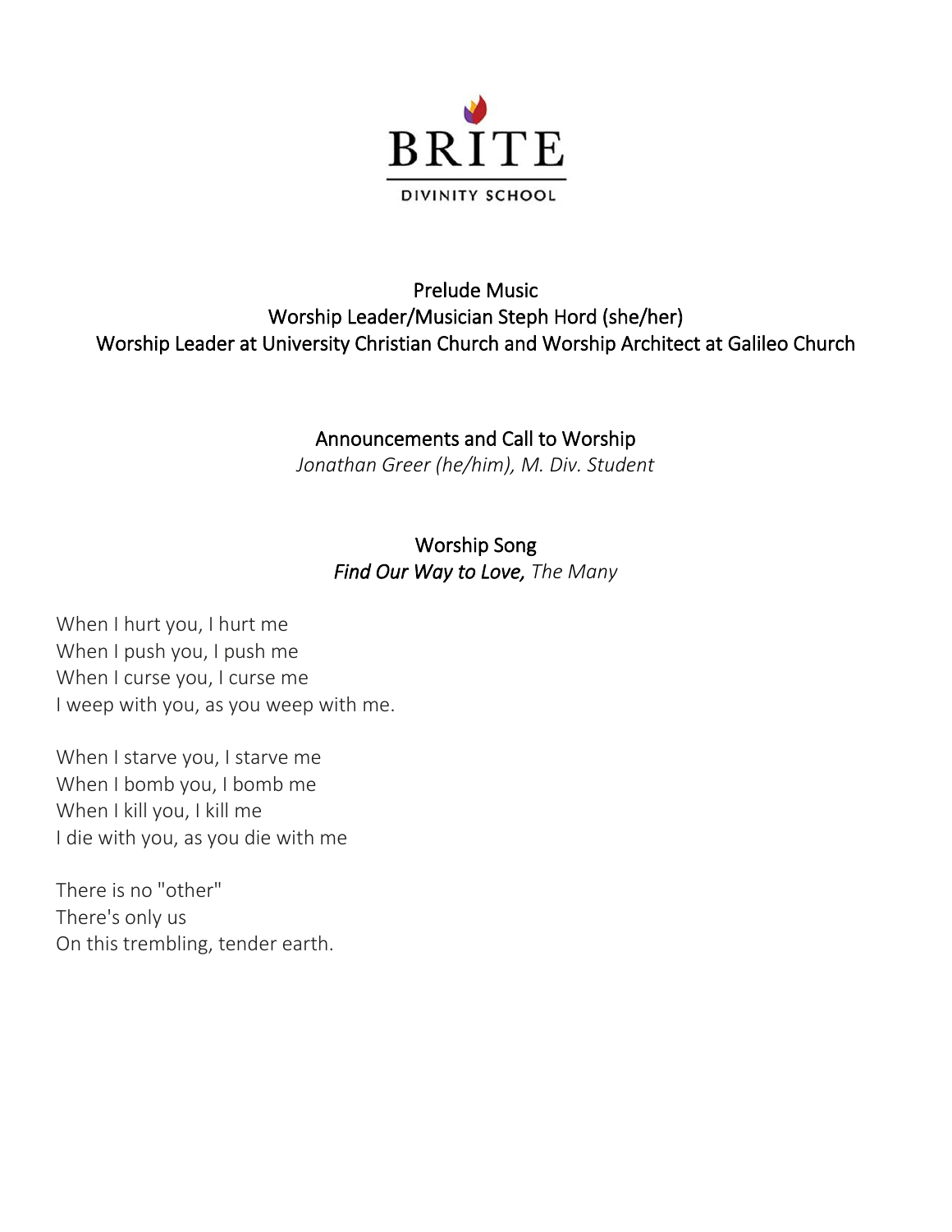BRITE

DIVINITY SCHOOL

## Prelude Music

Worship Leader/Musician Steph Hord (she/her)

Worship Leader at University Christian Church and Worship Architect at Galileo Church

## Announcements and Call to Worship

*Jonathan Greer (he/him), M. Div. Student*

## Worship Song

*Find Our Way to Love, The Many*

When I hurt you, I hurt me
When I push you, I push me
When I curse you, I curse me
I weep with you, as you weep with me.

When I starve you, I starve me
When I bomb you, I bomb me
When I kill you, I kill me
I die with you, as you die with me

There is no "other"
There's only us
On this trembling, tender earth.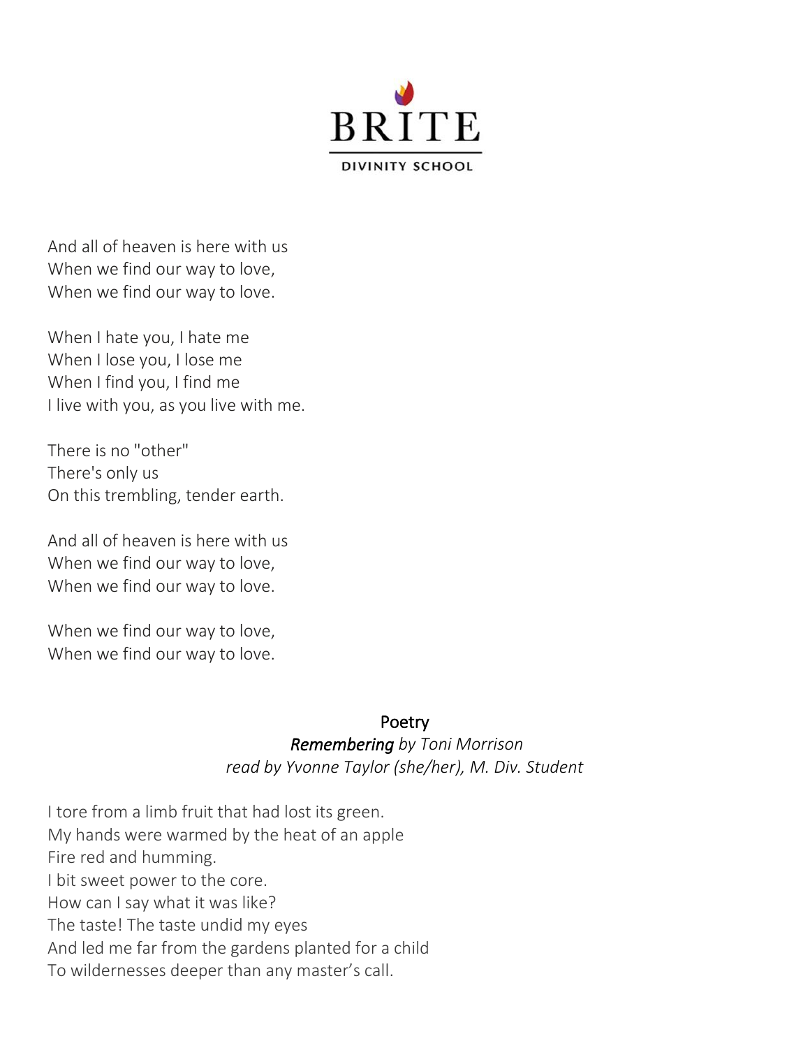And all of heaven is here with us  
When we find our way to love,  
When we find our way to love.

When I hate you, I hate me  
When I lose you, I lose me  
When I find you, I find me  
I live with you, as you live with me.

There is no "other"  
There's only us  
On this trembling, tender earth.

And all of heaven is here with us  
When we find our way to love,  
When we find our way to love.

When we find our way to love,  
When we find our way to love.

## Poetry

***Remembering** by Toni Morrison*  
*read by Yvonne Taylor (she/her), M. Div. Student*

I tore from a limb fruit that had lost its green.  
My hands were warmed by the heat of an apple  
Fire red and humming.  
I bit sweet power to the core.  
How can I say what it was like?  
The taste! The taste undid my eyes  
And led me far from the gardens planted for a child  
To wildernesses deeper than any master's call.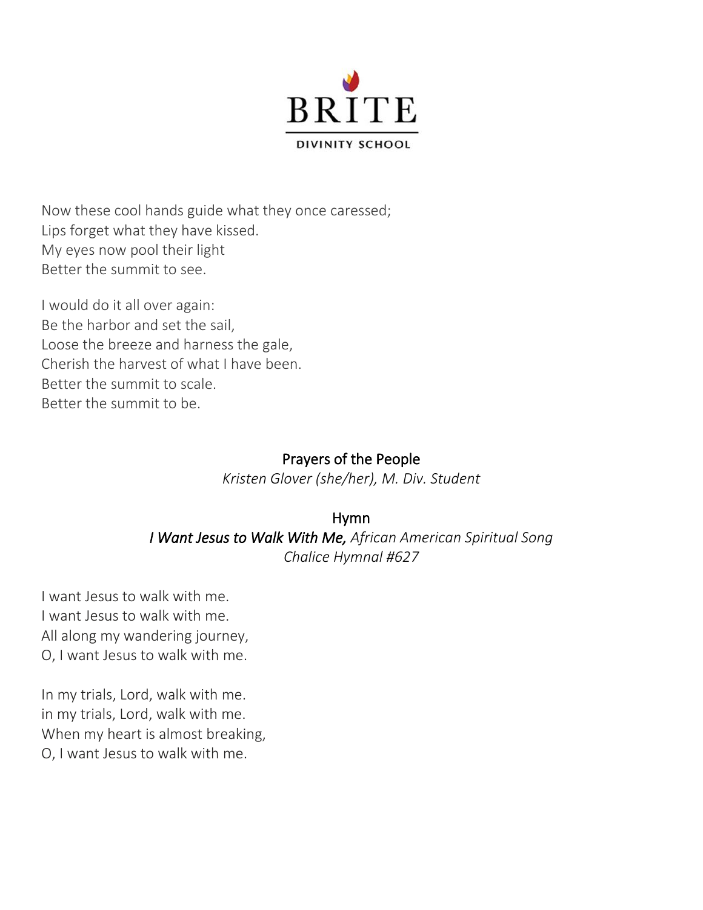Now these cool hands guide what they once caressed;
Lips forget what they have kissed.
My eyes now pool their light
Better the summit to see.

I would do it all over again:
Be the harbor and set the sail,
Loose the breeze and harness the gale,
Cherish the harvest of what I have been.
Better the summit to scale.
Better the summit to be.

## Prayers of the People

*Kristen Glover (she/her), M. Div. Student*

## Hymn

*I Want Jesus to Walk With Me,* *African American Spiritual Song*
*Chalice Hymnal #627*

I want Jesus to walk with me.
I want Jesus to walk with me.
All along my wandering journey,
O, I want Jesus to walk with me.

In my trials, Lord, walk with me.
in my trials, Lord, walk with me.
When my heart is almost breaking,
O, I want Jesus to walk with me.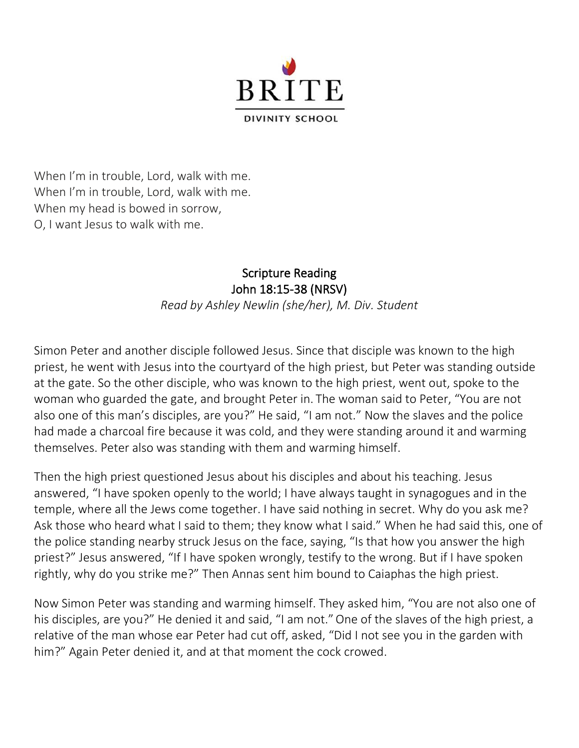When I'm in trouble, Lord, walk with me.
When I'm in trouble, Lord, walk with me.
When my head is bowed in sorrow,
O, I want Jesus to walk with me.

## Scripture Reading
## John 18:15-38 (NRSV)

*Read by Ashley Newlin (she/her), M. Div. Student*

Simon Peter and another disciple followed Jesus. Since that disciple was known to the high priest, he went with Jesus into the courtyard of the high priest, but Peter was standing outside at the gate. So the other disciple, who was known to the high priest, went out, spoke to the woman who guarded the gate, and brought Peter in. The woman said to Peter, "You are not also one of this man's disciples, are you?" He said, "I am not." Now the slaves and the police had made a charcoal fire because it was cold, and they were standing around it and warming themselves. Peter also was standing with them and warming himself.

Then the high priest questioned Jesus about his disciples and about his teaching. Jesus answered, "I have spoken openly to the world; I have always taught in synagogues and in the temple, where all the Jews come together. I have said nothing in secret. Why do you ask me? Ask those who heard what I said to them; they know what I said." When he had said this, one of the police standing nearby struck Jesus on the face, saying, "Is that how you answer the high priest?" Jesus answered, "If I have spoken wrongly, testify to the wrong. But if I have spoken rightly, why do you strike me?" Then Annas sent him bound to Caiaphas the high priest.

Now Simon Peter was standing and warming himself. They asked him, "You are not also one of his disciples, are you?" He denied it and said, "I am not." One of the slaves of the high priest, a relative of the man whose ear Peter had cut off, asked, "Did I not see you in the garden with him?" Again Peter denied it, and at that moment the cock crowed.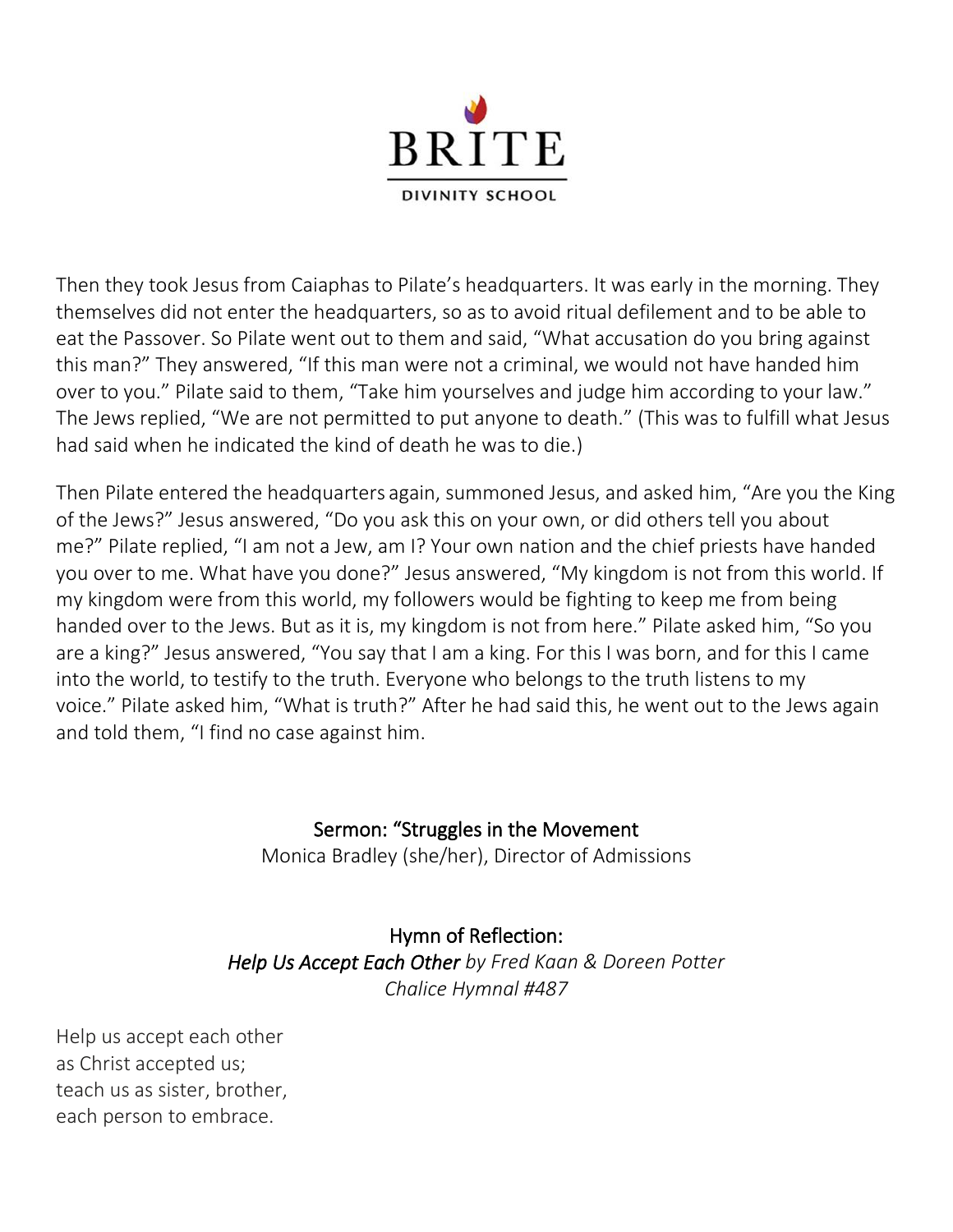BRITE

DIVINITY SCHOOL

Then they took Jesus from Caiaphas to Pilate's headquarters. It was early in the morning. They themselves did not enter the headquarters, so as to avoid ritual defilement and to be able to eat the Passover. So Pilate went out to them and said, "What accusation do you bring against this man?" They answered, "If this man were not a criminal, we would not have handed him over to you." Pilate said to them, "Take him yourselves and judge him according to your law." The Jews replied, "We are not permitted to put anyone to death." (This was to fulfill what Jesus had said when he indicated the kind of death he was to die.)

Then Pilate entered the headquarters again, summoned Jesus, and asked him, "Are you the King of the Jews?" Jesus answered, "Do you ask this on your own, or did others tell you about me?" Pilate replied, "I am not a Jew, am I? Your own nation and the chief priests have handed you over to me. What have you done?" Jesus answered, "My kingdom is not from this world. If my kingdom were from this world, my followers would be fighting to keep me from being handed over to the Jews. But as it is, my kingdom is not from here." Pilate asked him, "So you are a king?" Jesus answered, "You say that I am a king. For this I was born, and for this I came into the world, to testify to the truth. Everyone who belongs to the truth listens to my voice." Pilate asked him, "What is truth?" After he had said this, he went out to the Jews again and told them, "I find no case against him.

Sermon: "Struggles in the Movement

Monica Bradley (she/her), Director of Admissions

Hymn of Reflection:

*Help Us Accept Each Other* *by Fred Kaan & Doreen Potter*

*Chalice Hymnal #487*

Help us accept each other
as Christ accepted us;
teach us as sister, brother,
each person to embrace.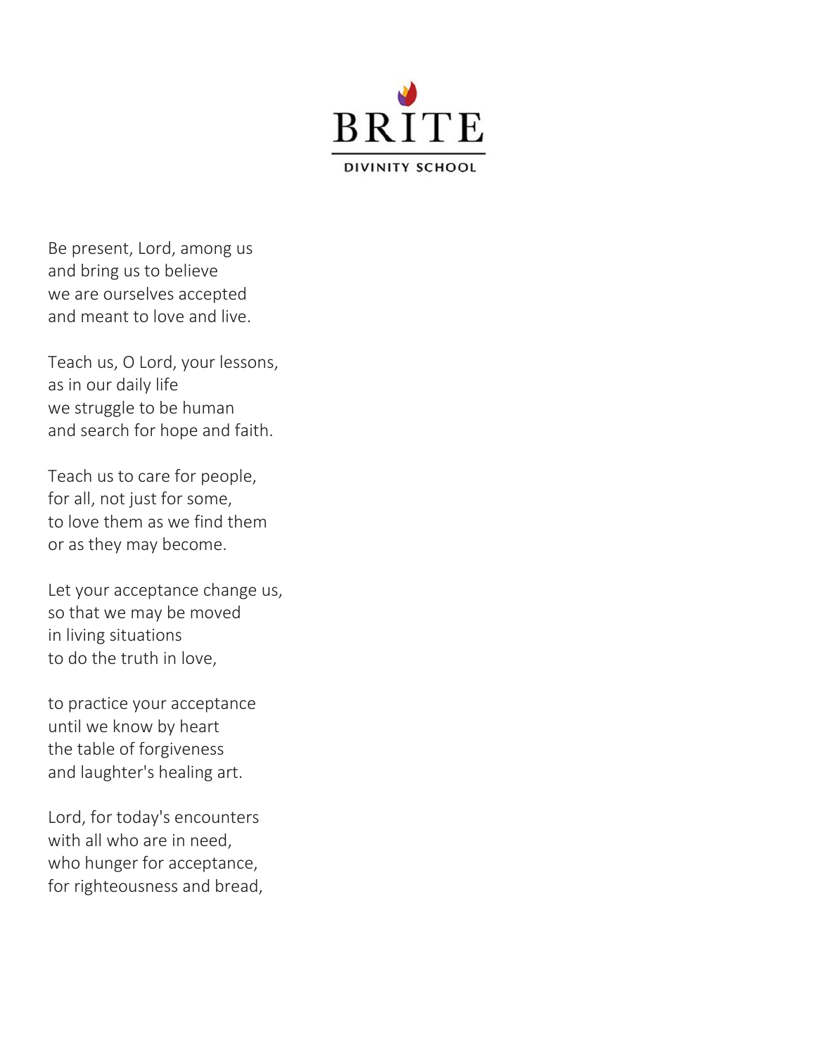BRITE

DIVINITY SCHOOL

Be present, Lord, among us  
and bring us to believe  
we are ourselves accepted  
and meant to love and live.

Teach us, O Lord, your lessons,  
as in our daily life  
we struggle to be human  
and search for hope and faith.

Teach us to care for people,  
for all, not just for some,  
to love them as we find them  
or as they may become.

Let your acceptance change us,  
so that we may be moved  
in living situations  
to do the truth in love,

to practice your acceptance  
until we know by heart  
the table of forgiveness  
and laughter's healing art.

Lord, for today's encounters  
with all who are in need,  
who hunger for acceptance,  
for righteousness and bread,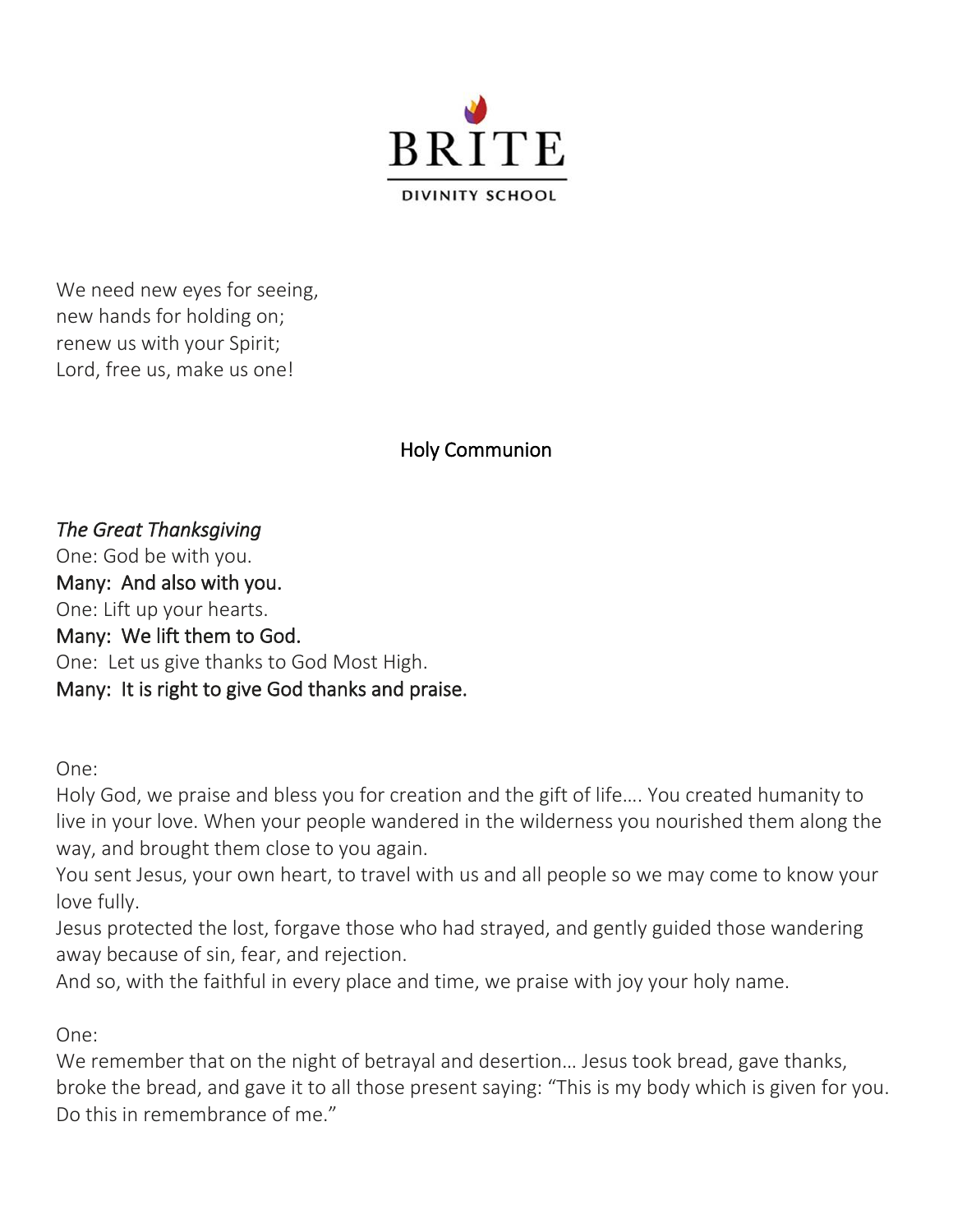We need new eyes for seeing,
new hands for holding on;
renew us with your Spirit;
Lord, free us, make us one!

## Holy Communion

*The Great Thanksgiving*

One: God be with you.
**Many: And also with you.**
One: Lift up your hearts.
**Many: We lift them to God.**
One: Let us give thanks to God Most High.
**Many: It is right to give God thanks and praise.**

One:
Holy God, we praise and bless you for creation and the gift of life…. You created humanity to live in your love. When your people wandered in the wilderness you nourished them along the way, and brought them close to you again.
You sent Jesus, your own heart, to travel with us and all people so we may come to know your love fully.
Jesus protected the lost, forgave those who had strayed, and gently guided those wandering away because of sin, fear, and rejection.
And so, with the faithful in every place and time, we praise with joy your holy name.

One:
We remember that on the night of betrayal and desertion… Jesus took bread, gave thanks, broke the bread, and gave it to all those present saying: "This is my body which is given for you. Do this in remembrance of me."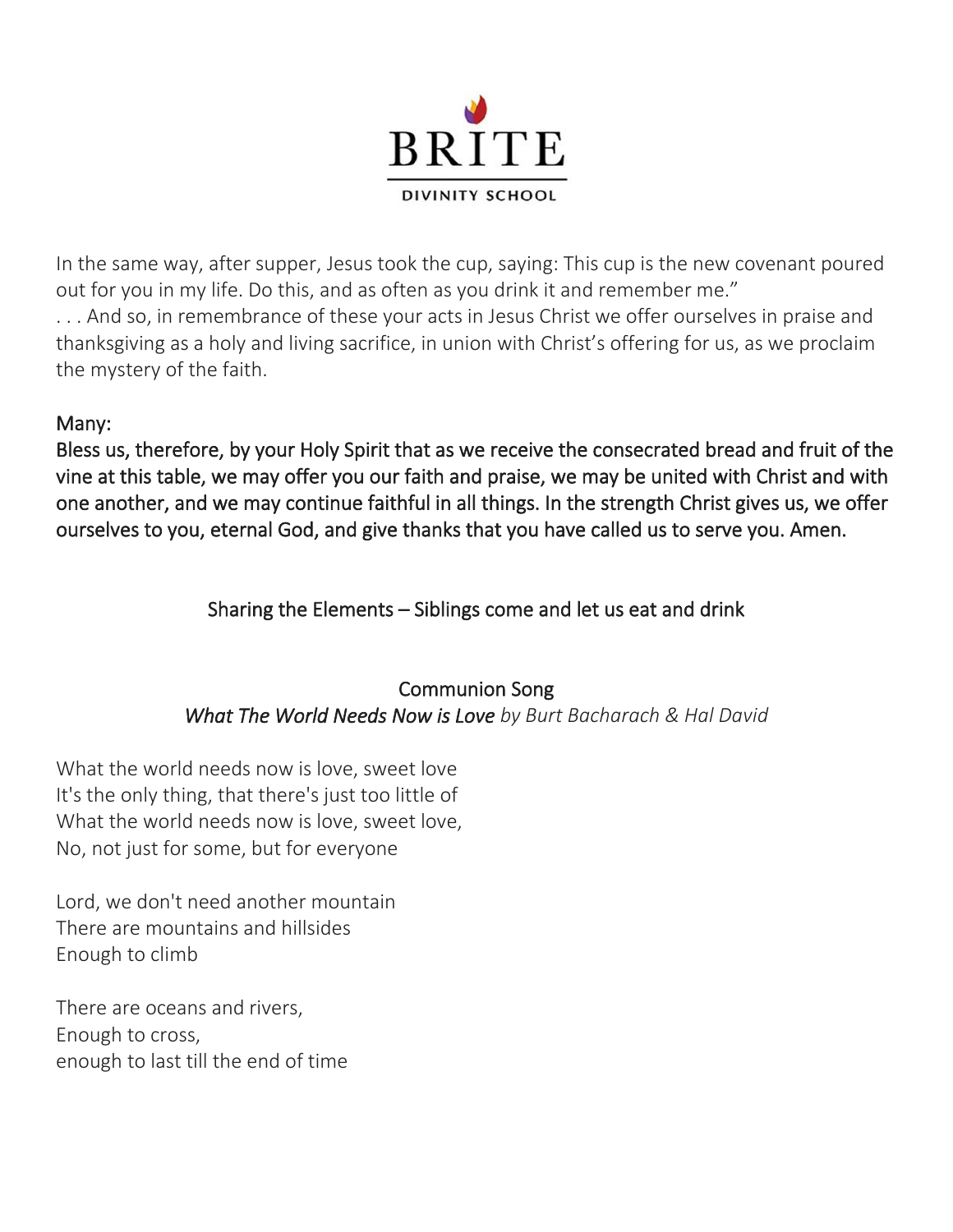In the same way, after supper, Jesus took the cup, saying: This cup is the new covenant poured out for you in my life. Do this, and as often as you drink it and remember me."
. . . And so, in remembrance of these your acts in Jesus Christ we offer ourselves in praise and thanksgiving as a holy and living sacrifice, in union with Christ's offering for us, as we proclaim the mystery of the faith.

**Many:**
**Bless us, therefore, by your Holy Spirit that as we receive the consecrated bread and fruit of the vine at this table, we may offer you our faith and praise, we may be united with Christ and with one another, and we may continue faithful in all things. In the strength Christ gives us, we offer ourselves to you, eternal God, and give thanks that you have called us to serve you. Amen.**

Sharing the Elements – Siblings come and let us eat and drink

Communion Song
*What The World Needs Now is Love* *by Burt Bacharach & Hal David*

What the world needs now is love, sweet love
It's the only thing, that there's just too little of
What the world needs now is love, sweet love,
No, not just for some, but for everyone

Lord, we don't need another mountain
There are mountains and hillsides
Enough to climb

There are oceans and rivers,
Enough to cross,
enough to last till the end of time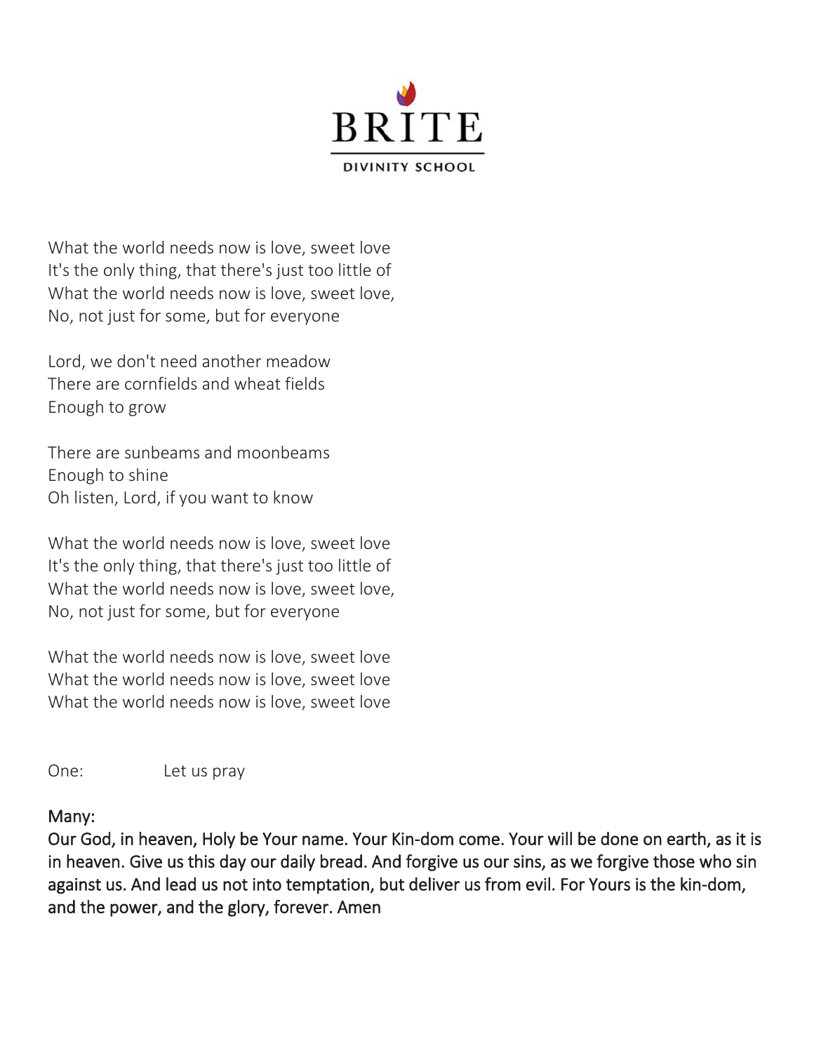What the world needs now is love, sweet love
It's the only thing, that there's just too little of
What the world needs now is love, sweet love,
No, not just for some, but for everyone

Lord, we don't need another meadow
There are cornfields and wheat fields
Enough to grow

There are sunbeams and moonbeams
Enough to shine
Oh listen, Lord, if you want to know

What the world needs now is love, sweet love
It's the only thing, that there's just too little of
What the world needs now is love, sweet love,
No, not just for some, but for everyone

What the world needs now is love, sweet love
What the world needs now is love, sweet love
What the world needs now is love, sweet love

One: Let us pray

**Many:**
**Our God, in heaven, Holy be Your name. Your Kin-dom come. Your will be done on earth, as it is in heaven. Give us this day our daily bread. And forgive us our sins, as we forgive those who sin against us. And lead us not into temptation, but deliver us from evil. For Yours is the kin-dom, and the power, and the glory, forever. Amen**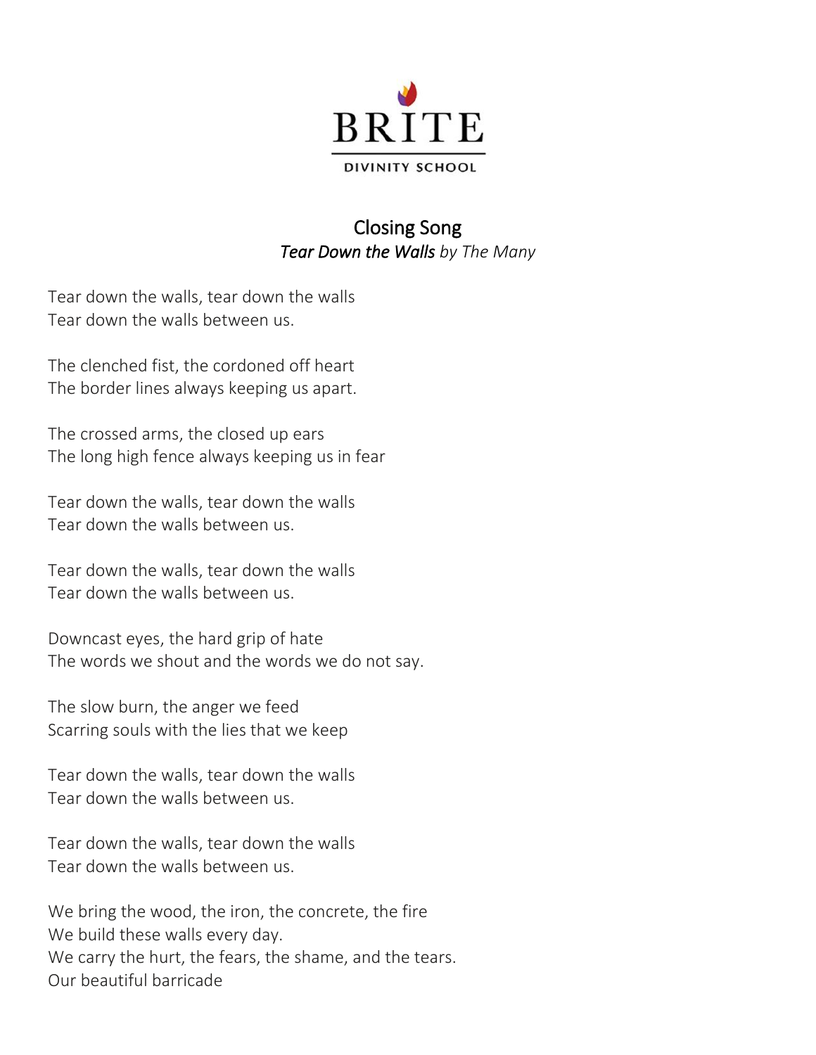BRITE

DIVINITY SCHOOL

## Closing Song

*Tear Down the Walls by The Many*

Tear down the walls, tear down the walls
Tear down the walls between us.

The clenched fist, the cordoned off heart
The border lines always keeping us apart.

The crossed arms, the closed up ears
The long high fence always keeping us in fear

Tear down the walls, tear down the walls
Tear down the walls between us.

Tear down the walls, tear down the walls
Tear down the walls between us.

Downcast eyes, the hard grip of hate
The words we shout and the words we do not say.

The slow burn, the anger we feed
Scarring souls with the lies that we keep

Tear down the walls, tear down the walls
Tear down the walls between us.

Tear down the walls, tear down the walls
Tear down the walls between us.

We bring the wood, the iron, the concrete, the fire
We build these walls every day.
We carry the hurt, the fears, the shame, and the tears.
Our beautiful barricade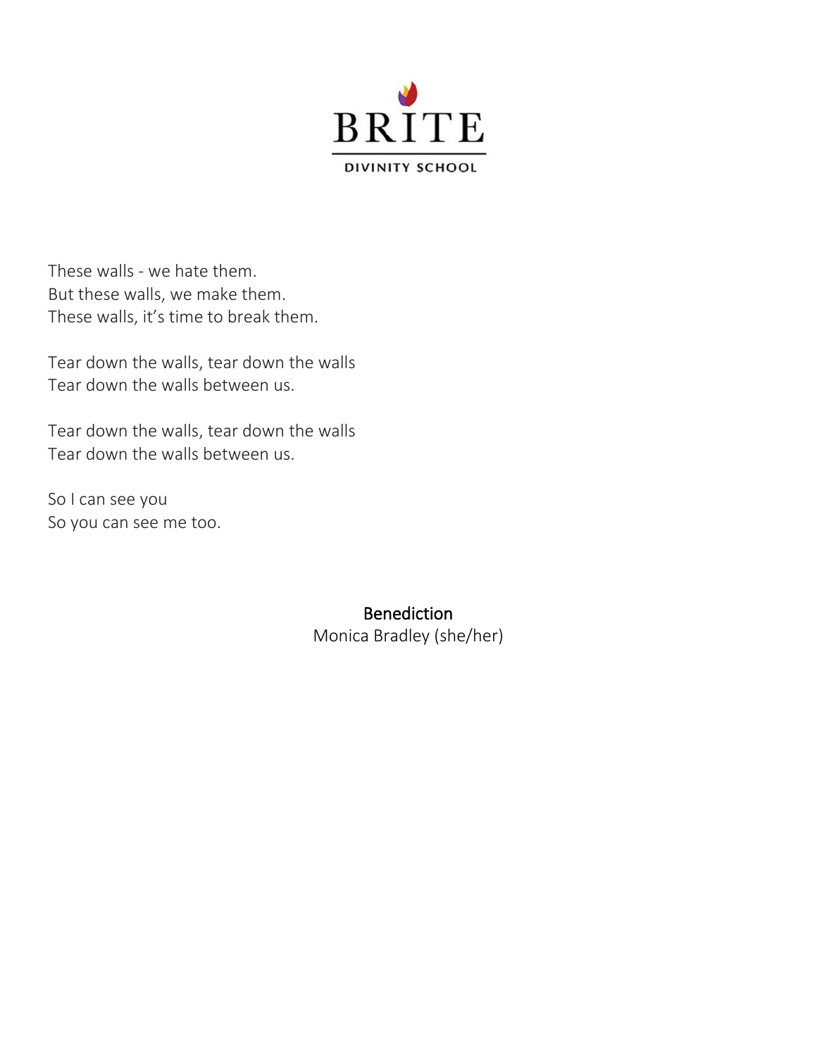BRITE

DIVINITY SCHOOL

These walls - we hate them.
But these walls, we make them.
These walls, it's time to break them.

Tear down the walls, tear down the walls
Tear down the walls between us.

Tear down the walls, tear down the walls
Tear down the walls between us.

So I can see you
So you can see me too.

## Benediction

Monica Bradley (she/her)